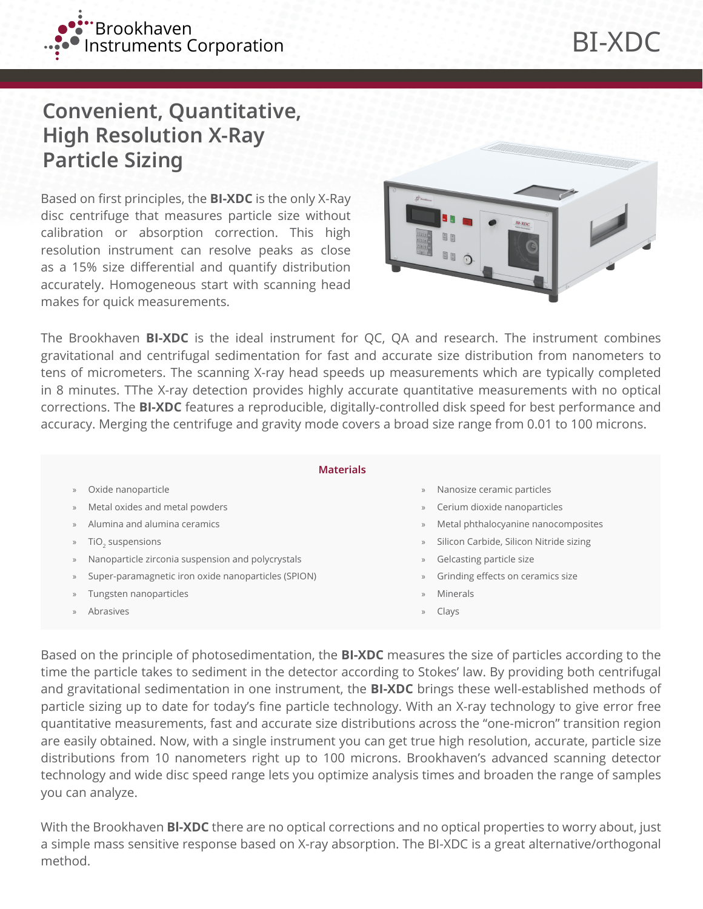Brookhaven Instruments Corporation

# BI-XDC

## Convenient, Quantitative, High Resolution X-Ray Particle Sizing

Based on first principles, the **BI-XDC** is the only X-Ray disc centrifuge that measures particle size without calibration or absorption correction. This high resolution instrument can resolve peaks as close as a 15% size differential and quantify distribution accurately. Homogeneous start with scanning head makes for quick measurements.

The Brookhaven **BI-XDC** is the ideal instrument for QC, QA and research. The instrument combines gravitational and centrifugal sedimentation for fast and accurate size distribution from nanometers to tens of micrometers. The scanning X-ray head speeds up measurements which are typically completed in 8 minutes. TThe X-ray detection provides highly accurate quantitative measurements with no optical corrections. The **BI-XDC** features a reproducible, digitally-controlled disk speed for best performance and accuracy. Merging the centrifuge and gravity mode covers a broad size range from 0.01 to 100 microns.

### Materials

- Oxide nanoparticle
- Metal oxides and metal powders
- Alumina and alumina ceramics
- $TiO_2$ suspensions
- Nanoparticle zirconia suspension and polycrystals
- Super-paramagnetic iron oxide nanoparticles (SPION)
- Tungsten nanoparticles
- Abrasives
- Nanosize ceramic particles
- Cerium dioxide nanoparticles
- Metal phthalocyanine nanocomposites
- Silicon Carbide, Silicon Nitride sizing
- Gelcasting particle size
- Grinding effects on ceramics size
- Minerals
- Clays

Based on the principle of photosedimentation, the **BI-XDC** measures the size of particles according to the time the particle takes to sediment in the detector according to Stokes' law. By providing both centrifugal and gravitational sedimentation in one instrument, the **BI-XDC** brings these well-established methods of particle sizing up to date for today's fine particle technology. With an X-ray technology to give error free quantitative measurements, fast and accurate size distributions across the "one-micron" transition region are easily obtained. Now, with a single instrument you can get true high resolution, accurate, particle size distributions from 10 nanometers right up to 100 microns. Brookhaven's advanced scanning detector technology and wide disc speed range lets you optimize analysis times and broaden the range of samples you can analyze.

With the Brookhaven **BI-XDC** there are no optical corrections and no optical properties to worry about, just a simple mass sensitive response based on X-ray absorption. The BI-XDC is a great alternative/orthogonal method.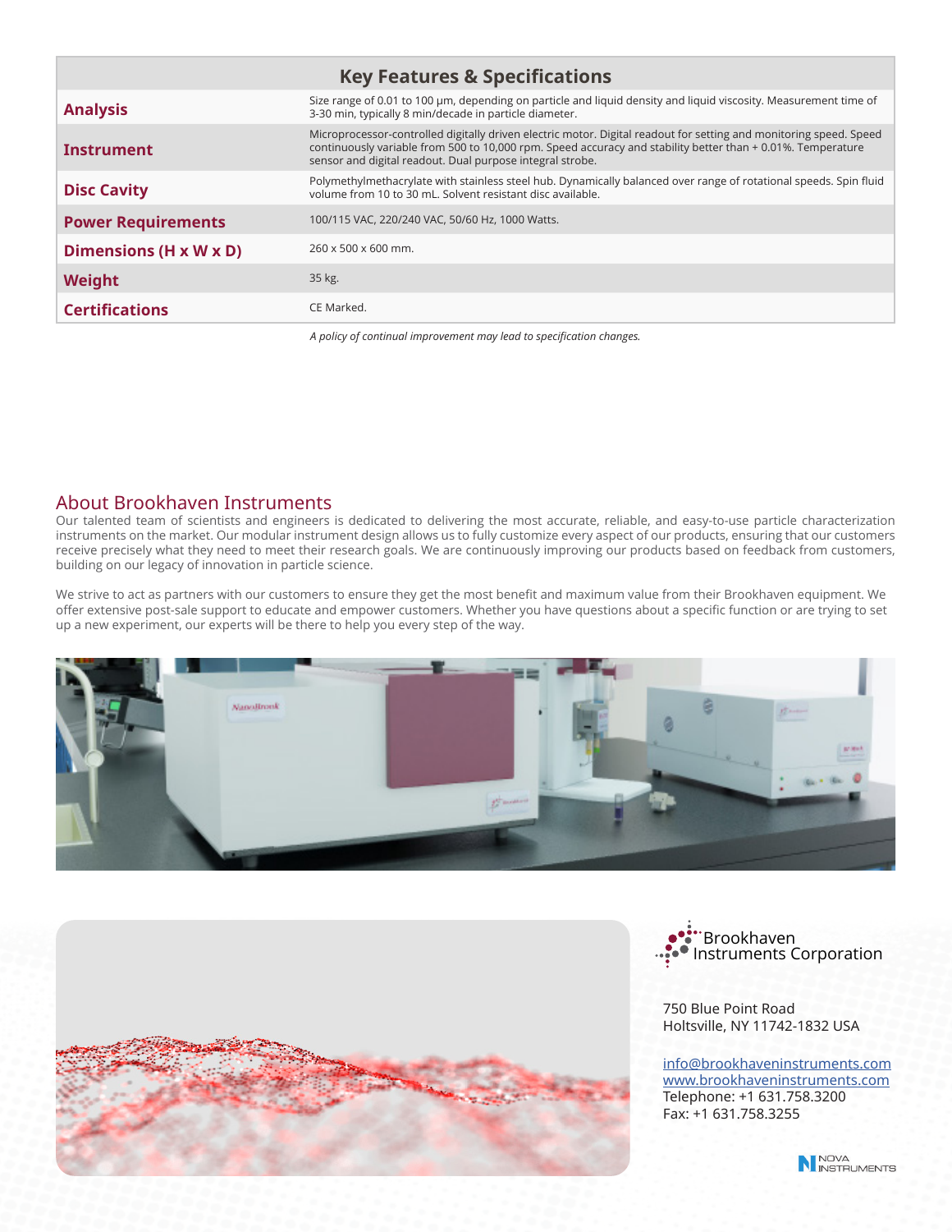| Key Features & Specifications | |
|---|---|
| **Analysis** | Size range of 0.01 to 100 µm, depending on particle and liquid density and liquid viscosity. Measurement time of 3-30 min, typically 8 min/decade in particle diameter. |
| **Instrument** | Microprocessor-controlled digitally driven electric motor. Digital readout for setting and monitoring speed. Speed continuously variable from 500 to 10,000 rpm. Speed accuracy and stability better than + 0.01%. Temperature sensor and digital readout. Dual purpose integral strobe. |
| **Disc Cavity** | Polymethylmethacrylate with stainless steel hub. Dynamically balanced over range of rotational speeds. Spin fluid volume from 10 to 30 mL. Solvent resistant disc available. |
| **Power Requirements** | 100/115 VAC, 220/240 VAC, 50/60 Hz, 1000 Watts. |
| **Dimensions (H x W x D)** | 260 x 500 x 600 mm. |
| **Weight** | 35 kg. |
| **Certifications** | CE Marked. |

*A policy of continual improvement may lead to specification changes.*

## About Brookhaven Instruments

Our talented team of scientists and engineers is dedicated to delivering the most accurate, reliable, and easy-to-use particle characterization instruments on the market. Our modular instrument design allows us to fully customize every aspect of our products, ensuring that our customers receive precisely what they need to meet their research goals. We are continuously improving our products based on feedback from customers, building on our legacy of innovation in particle science.

We strive to act as partners with our customers to ensure they get the most benefit and maximum value from their Brookhaven equipment. We offer extensive post-sale support to educate and empower customers. Whether you have questions about a specific function or are trying to set up a new experiment, our experts will be there to help you every step of the way.

Brookhaven Instruments Corporation

750 Blue Point Road
Holtsville, NY 11742-1832 USA

info@brookhaveninstruments.com
www.brookhaveninstruments.com
Telephone: +1 631.758.3200
Fax: +1 631.758.3255

NOVA INSTRUMENTS